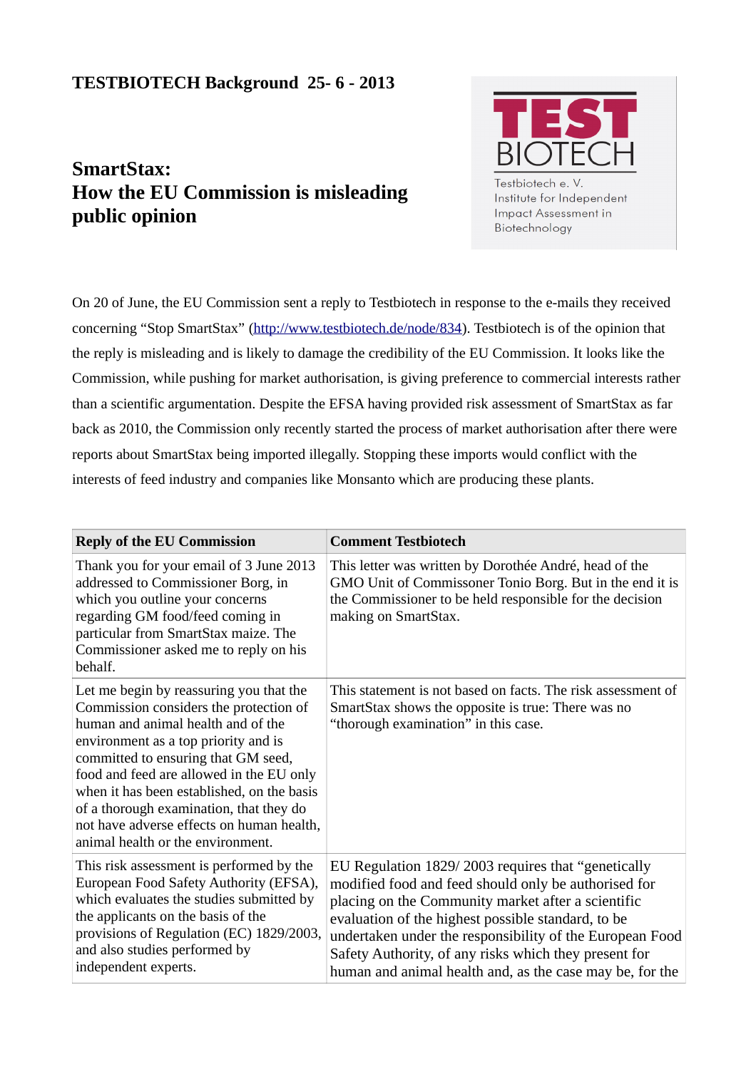**TESTBIOTECH Background 25- 6 - 2013**

TEST BIOTECH

Testbiotech e. V.
Institute for Independent Impact Assessment in Biotechnology

# SmartStax: How the EU Commission is misleading public opinion

On 20 of June, the EU Commission sent a reply to Testbiotech in response to the e-mails they received concerning "Stop SmartStax" (http://www.testbiotech.de/node/834). Testbiotech is of the opinion that the reply is misleading and is likely to damage the credibility of the EU Commission. It looks like the Commission, while pushing for market authorisation, is giving preference to commercial interests rather than a scientific argumentation. Despite the EFSA having provided risk assessment of SmartStax as far back as 2010, the Commission only recently started the process of market authorisation after there were reports about SmartStax being imported illegally. Stopping these imports would conflict with the interests of feed industry and companies like Monsanto which are producing these plants.

| Reply of the EU Commission | Comment Testbiotech |
|---|---|
| Thank you for your email of 3 June 2013 addressed to Commissioner Borg, in which you outline your concerns regarding GM food/feed coming in particular from SmartStax maize. The Commissioner asked me to reply on his behalf. | This letter was written by Dorothée André, head of the GMO Unit of Commissoner Tonio Borg. But in the end it is the Commissioner to be held responsible for the decision making on SmartStax. |
| Let me begin by reassuring you that the Commission considers the protection of human and animal health and of the environment as a top priority and is committed to ensuring that GM seed, food and feed are allowed in the EU only when it has been established, on the basis of a thorough examination, that they do not have adverse effects on human health, animal health or the environment. | This statement is not based on facts. The risk assessment of SmartStax shows the opposite is true: There was no "thorough examination" in this case. |
| This risk assessment is performed by the European Food Safety Authority (EFSA), which evaluates the studies submitted by the applicants on the basis of the provisions of Regulation (EC) 1829/2003, and also studies performed by independent experts. | EU Regulation 1829/ 2003 requires that "genetically modified food and feed should only be authorised for placing on the Community market after a scientific evaluation of the highest possible standard, to be undertaken under the responsibility of the European Food Safety Authority, of any risks which they present for human and animal health and, as the case may be, for the |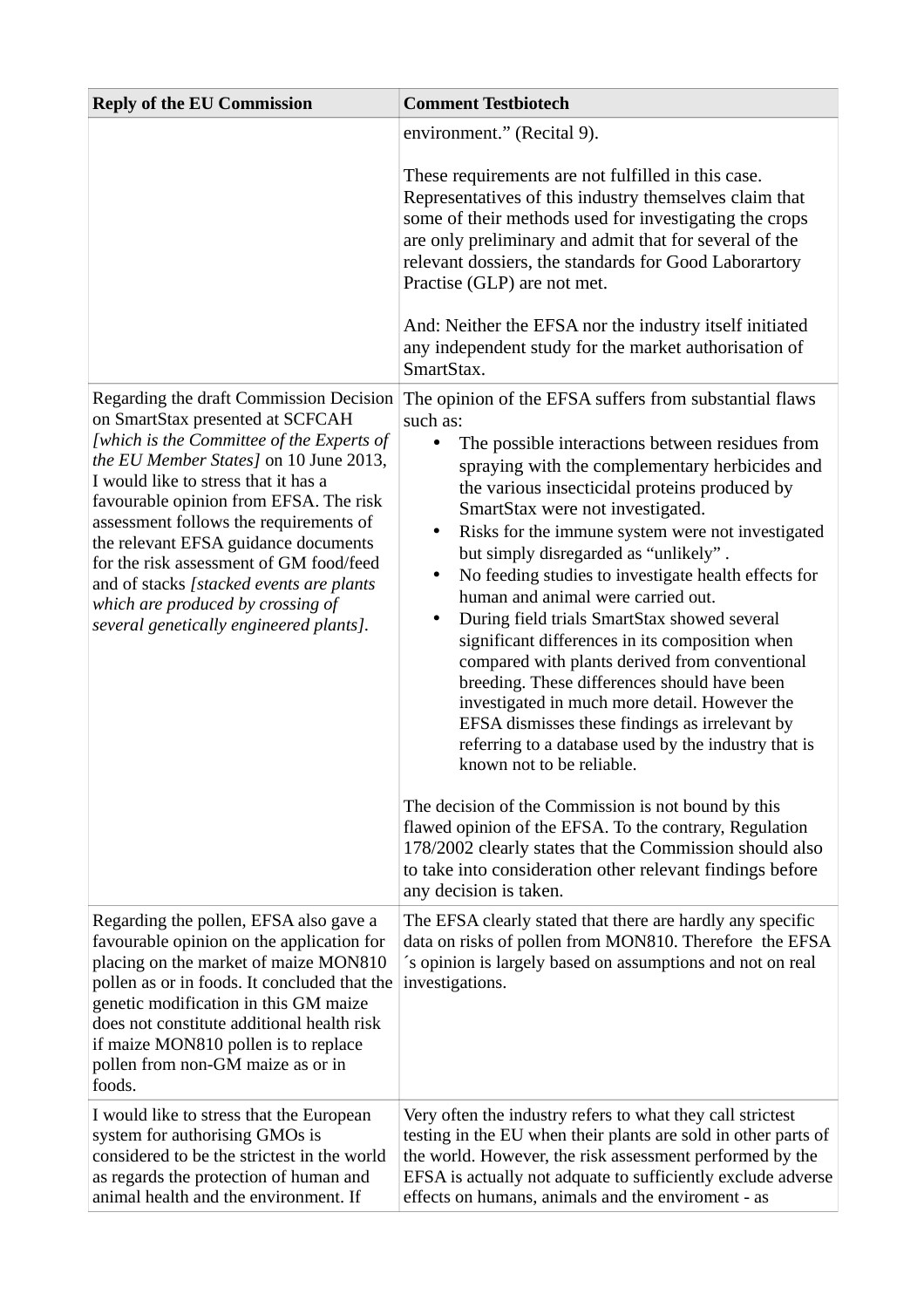| Reply of the EU Commission | Comment Testbiotech |
|---|---|
| | environment." (Recital 9).<br><br>These requirements are not fulfilled in this case. Representatives of this industry themselves claim that some of their methods used for investigating the crops are only preliminary and admit that for several of the relevant dossiers, the standards for Good Laborartory Practise (GLP) are not met.<br><br>And: Neither the EFSA nor the industry itself initiated any independent study for the market authorisation of SmartStax. |
| Regarding the draft Commission Decision on SmartStax presented at SCFCAH *[which is the Committee of the Experts of the EU Member States]* on 10 June 2013, I would like to stress that it has a favourable opinion from EFSA. The risk assessment follows the requirements of the relevant EFSA guidance documents for the risk assessment of GM food/feed and of stacks *[stacked events are plants which are produced by crossing of several genetically engineered plants]*. | The opinion of the EFSA suffers from substantial flaws such as:<br>• The possible interactions between residues from spraying with the complementary herbicides and the various insecticidal proteins produced by SmartStax were not investigated.<br>• Risks for the immune system were not investigated but simply disregarded as "unlikely" .<br>• No feeding studies to investigate health effects for human and animal were carried out.<br>• During field trials SmartStax showed several significant differences in its composition when compared with plants derived from conventional breeding. These differences should have been investigated in much more detail. However the EFSA dismisses these findings as irrelevant by referring to a database used by the industry that is known not to be reliable.<br><br>The decision of the Commission is not bound by this flawed opinion of the EFSA. To the contrary, Regulation 178/2002 clearly states that the Commission should also to take into consideration other relevant findings before any decision is taken. |
| Regarding the pollen, EFSA also gave a favourable opinion on the application for placing on the market of maize MON810 pollen as or in foods. It concluded that the genetic modification in this GM maize does not constitute additional health risk if maize MON810 pollen is to replace pollen from non-GM maize as or in foods. | The EFSA clearly stated that there are hardly any specific data on risks of pollen from MON810. Therefore the EFSA ´s opinion is largely based on assumptions and not on real investigations. |
| I would like to stress that the European system for authorising GMOs is considered to be the strictest in the world as regards the protection of human and animal health and the environment. If | Very often the industry refers to what they call strictest testing in the EU when their plants are sold in other parts of the world. However, the risk assessment performed by the EFSA is actually not adquate to sufficiently exclude adverse effects on humans, animals and the enviroment - as |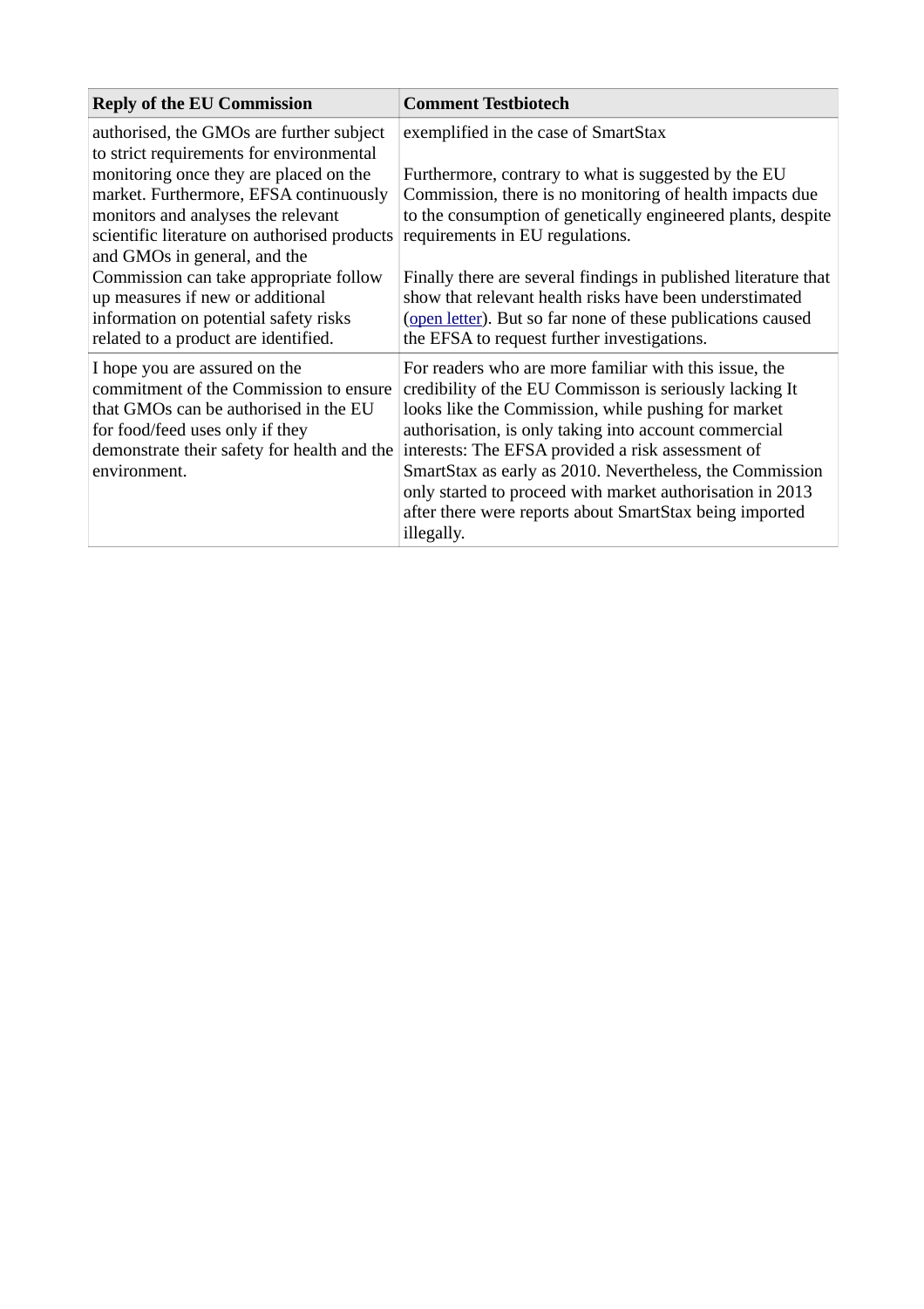| Reply of the EU Commission | Comment Testbiotech |
|---|---|
| authorised, the GMOs are further subject to strict requirements for environmental monitoring once they are placed on the market. Furthermore, EFSA continuously monitors and analyses the relevant scientific literature on authorised products and GMOs in general, and the Commission can take appropriate follow up measures if new or additional information on potential safety risks related to a product are identified. | exemplified in the case of SmartStax<br><br>Furthermore, contrary to what is suggested by the EU Commission, there is no monitoring of health impacts due to the consumption of genetically engineered plants, despite requirements in EU regulations.<br><br>Finally there are several findings in published literature that show that relevant health risks have been understimated (open letter). But so far none of these publications caused the EFSA to request further investigations. |
| I hope you are assured on the commitment of the Commission to ensure that GMOs can be authorised in the EU for food/feed uses only if they demonstrate their safety for health and the environment. | For readers who are more familiar with this issue, the credibility of the EU Commisson is seriously lacking It looks like the Commission, while pushing for market authorisation, is only taking into account commercial interests: The EFSA provided a risk assessment of SmartStax as early as 2010. Nevertheless, the Commission only started to proceed with market authorisation in 2013 after there were reports about SmartStax being imported illegally. |